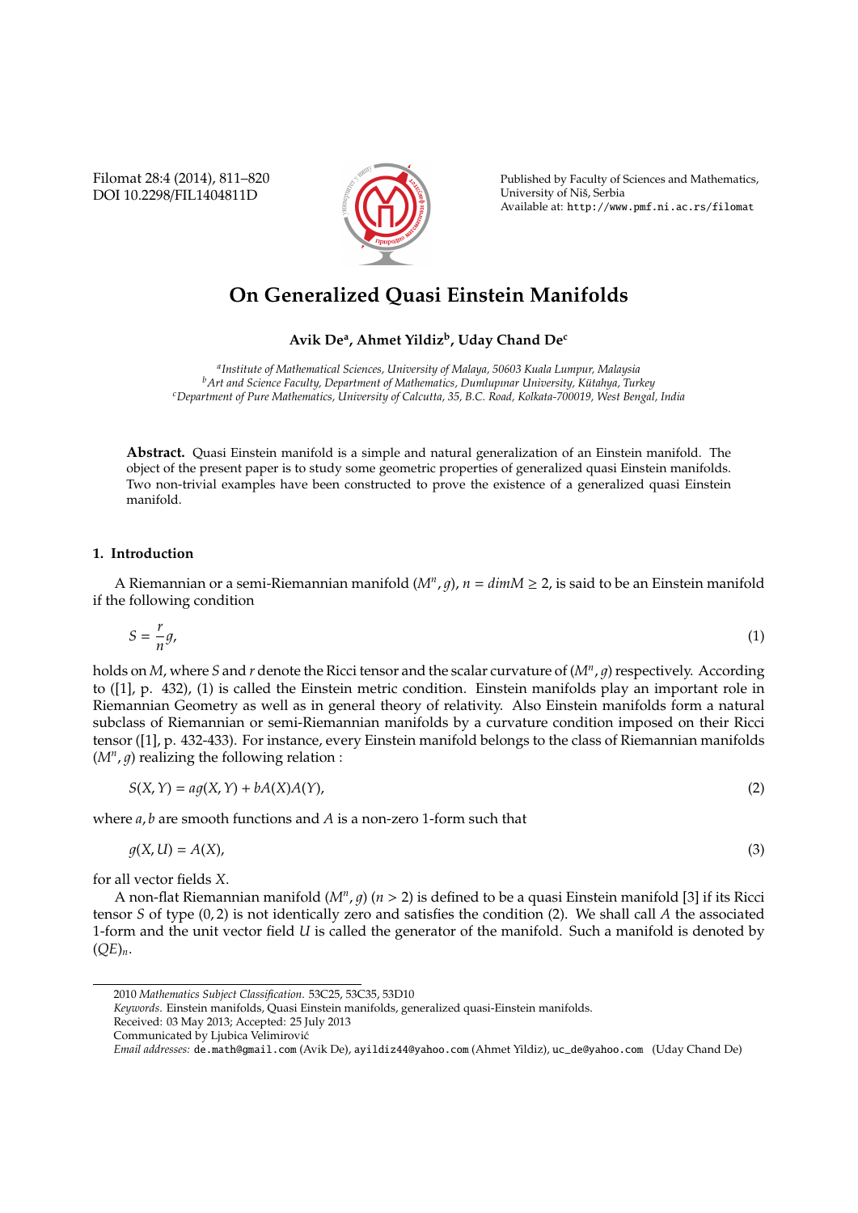# On Generalized Quasi Einstein Manifolds

**Avik De[a], Ahmet Yildiz[b], Uday Chand De[c]**

[a] *Institute of Mathematical Sciences, University of Malaya, 50603 Kuala Lumpur, Malaysia*
[b] *Art and Science Faculty, Department of Mathematics, Dumlupınar University, Kütahya, Turkey*
[c] *Department of Pure Mathematics, University of Calcutta, 35, B.C. Road, Kolkata-700019, West Bengal, India*

**Abstract.** Quasi Einstein manifold is a simple and natural generalization of an Einstein manifold. The object of the present paper is to study some geometric properties of generalized quasi Einstein manifolds. Two non-trivial examples have been constructed to prove the existence of a generalized quasi Einstein manifold.

## 1. Introduction

A Riemannian or a semi-Riemannian manifold $(M^n, g)$, $n = dim M \geq 2$, is said to be an Einstein manifold if the following condition

$$S = \frac{r}{n} g, \tag{1}$$

holds on $M$, where $S$ and $r$ denote the Ricci tensor and the scalar curvature of $(M^n, g)$ respectively. According to ([1], p. 432), (1) is called the Einstein metric condition. Einstein manifolds play an important role in Riemannian Geometry as well as in general theory of relativity. Also Einstein manifolds form a natural subclass of Riemannian or semi-Riemannian manifolds by a curvature condition imposed on their Ricci tensor ([1], p. 432-433). For instance, every Einstein manifold belongs to the class of Riemannian manifolds $(M^n, g)$ realizing the following relation :

$$S(X, Y) = ag(X, Y) + bA(X)A(Y), \tag{2}$$

where $a, b$ are smooth functions and $A$ is a non-zero 1-form such that

$$g(X, U) = A(X), \tag{3}$$

for all vector fields $X$.

A non-flat Riemannian manifold $(M^n, g)$ $(n > 2)$ is defined to be a quasi Einstein manifold [3] if its Ricci tensor $S$ of type $(0, 2)$ is not identically zero and satisfies the condition (2). We shall call $A$ the associated 1-form and the unit vector field $U$ is called the generator of the manifold. Such a manifold is denoted by $(QE)_n$.

---

2010 *Mathematics Subject Classification*. 53C25, 53C35, 53D10

*Keywords*. Einstein manifolds, Quasi Einstein manifolds, generalized quasi-Einstein manifolds.

Received: 03 May 2013; Accepted: 25 July 2013

Communicated by Ljubica Velimirović

*Email addresses:* de.math@gmail.com (Avik De), ayildiz44@yahoo.com (Ahmet Yildiz), uc_de@yahoo.com (Uday Chand De)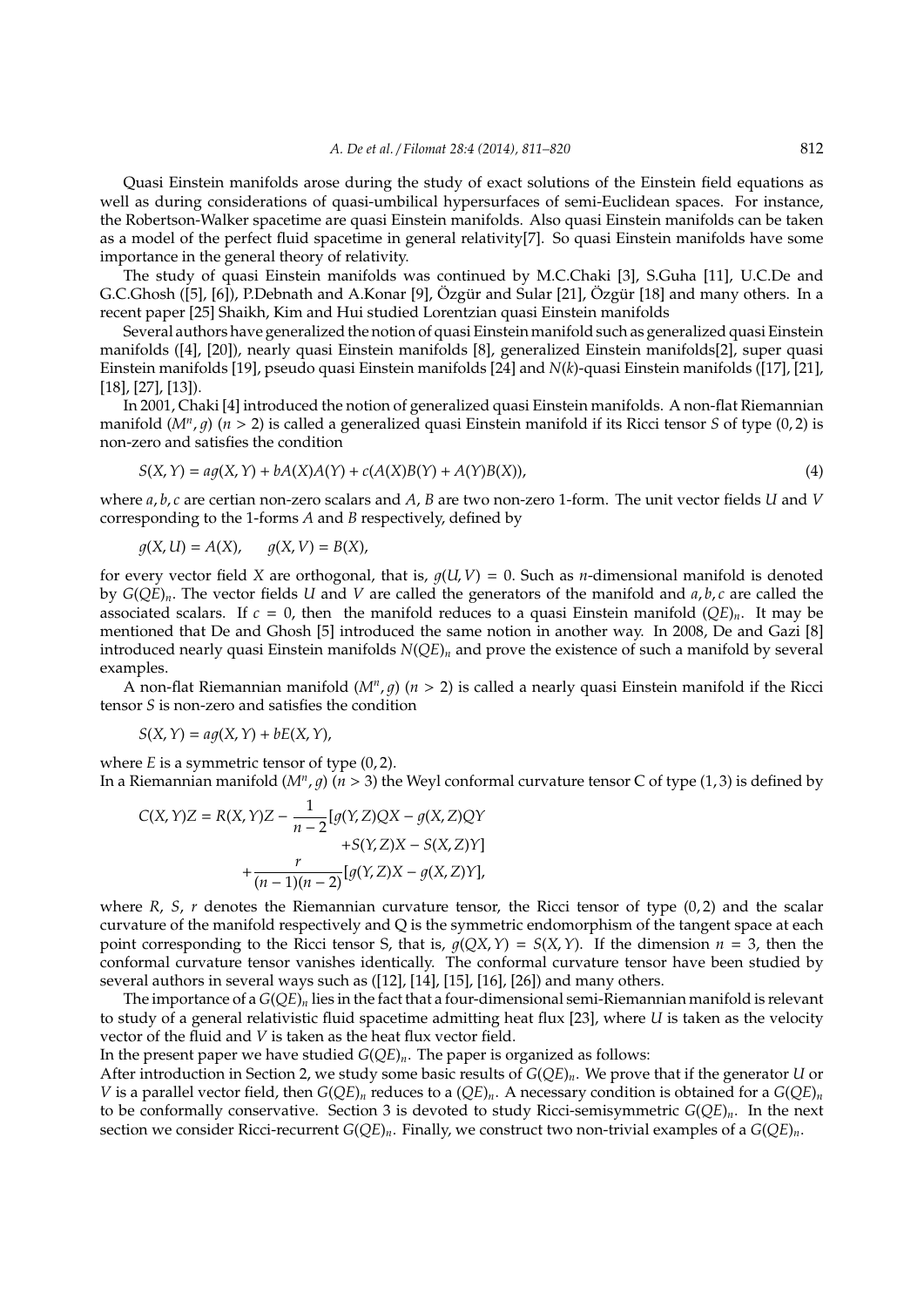Quasi Einstein manifolds arose during the study of exact solutions of the Einstein field equations as well as during considerations of quasi-umbilical hypersurfaces of semi-Euclidean spaces. For instance, the Robertson-Walker spacetime are quasi Einstein manifolds. Also quasi Einstein manifolds can be taken as a model of the perfect fluid spacetime in general relativity[7]. So quasi Einstein manifolds have some importance in the general theory of relativity.

The study of quasi Einstein manifolds was continued by M.C.Chaki [3], S.Guha [11], U.C.De and G.C.Ghosh ([5], [6]), P.Debnath and A.Konar [9], Özgür and Sular [21], Özgür [18] and many others. In a recent paper [25] Shaikh, Kim and Hui studied Lorentzian quasi Einstein manifolds

Several authors have generalized the notion of quasi Einstein manifold such as generalized quasi Einstein manifolds ([4], [20]), nearly quasi Einstein manifolds [8], generalized Einstein manifolds[2], super quasi Einstein manifolds [19], pseudo quasi Einstein manifolds [24] and $N(k)$-quasi Einstein manifolds ([17], [21], [18], [27], [13]).

In 2001, Chaki [4] introduced the notion of generalized quasi Einstein manifolds. A non-flat Riemannian manifold $(M^n, g)$ $(n > 2)$ is called a generalized quasi Einstein manifold if its Ricci tensor $S$ of type $(0, 2)$ is non-zero and satisfies the condition

$$S(X, Y) = ag(X, Y) + bA(X)A(Y) + c(A(X)B(Y) + A(Y)B(X)), \tag{4}$$

where $a, b, c$ are certian non-zero scalars and $A$, $B$ are two non-zero 1-form. The unit vector fields $U$ and $V$ corresponding to the 1-forms $A$ and $B$ respectively, defined by

$$g(X, U) = A(X), \qquad g(X, V) = B(X),$$

for every vector field $X$ are orthogonal, that is, $g(U, V) = 0$. Such as $n$-dimensional manifold is denoted by $G(QE)_n$. The vector fields $U$ and $V$ are called the generators of the manifold and $a, b, c$ are called the associated scalars. If $c = 0$, then the manifold reduces to a quasi Einstein manifold $(QE)_n$. It may be mentioned that De and Ghosh [5] introduced the same notion in another way. In 2008, De and Gazi [8] introduced nearly quasi Einstein manifolds $N(QE)_n$ and prove the existence of such a manifold by several examples.

A non-flat Riemannian manifold $(M^n, g)$ $(n > 2)$ is called a nearly quasi Einstein manifold if the Ricci tensor $S$ is non-zero and satisfies the condition

$$S(X, Y) = ag(X, Y) + bE(X, Y),$$

where $E$ is a symmetric tensor of type $(0, 2)$.
In a Riemannian manifold $(M^n, g)$ $(n > 3)$ the Weyl conformal curvature tensor C of type $(1, 3)$ is defined by

$$\begin{aligned} C(X, Y)Z = R(X, Y)Z - \frac{1}{n-2}[&g(Y, Z)QX - g(X, Z)QY \\ &+ S(Y, Z)X - S(X, Z)Y] \\ + \frac{r}{(n-1)(n-2)}&[g(Y, Z)X - g(X, Z)Y], \end{aligned}$$

where $R$, $S$, $r$ denotes the Riemannian curvature tensor, the Ricci tensor of type $(0, 2)$ and the scalar curvature of the manifold respectively and Q is the symmetric endomorphism of the tangent space at each point corresponding to the Ricci tensor S, that is, $g(QX, Y) = S(X, Y)$. If the dimension $n = 3$, then the conformal curvature tensor vanishes identically. The conformal curvature tensor have been studied by several authors in several ways such as ([12], [14], [15], [16], [26]) and many others.

The importance of a $G(QE)_n$ lies in the fact that a four-dimensional semi-Riemannian manifold is relevant to study of a general relativistic fluid spacetime admitting heat flux [23], where $U$ is taken as the velocity vector of the fluid and $V$ is taken as the heat flux vector field.
In the present paper we have studied $G(QE)_n$. The paper is organized as follows:
After introduction in Section 2, we study some basic results of $G(QE)_n$. We prove that if the generator $U$ or $V$ is a parallel vector field, then $G(QE)_n$ reduces to a $(QE)_n$. A necessary condition is obtained for a $G(QE)_n$ to be conformally conservative. Section 3 is devoted to study Ricci-semisymmetric $G(QE)_n$. In the next section we consider Ricci-recurrent $G(QE)_n$. Finally, we construct two non-trivial examples of a $G(QE)_n$.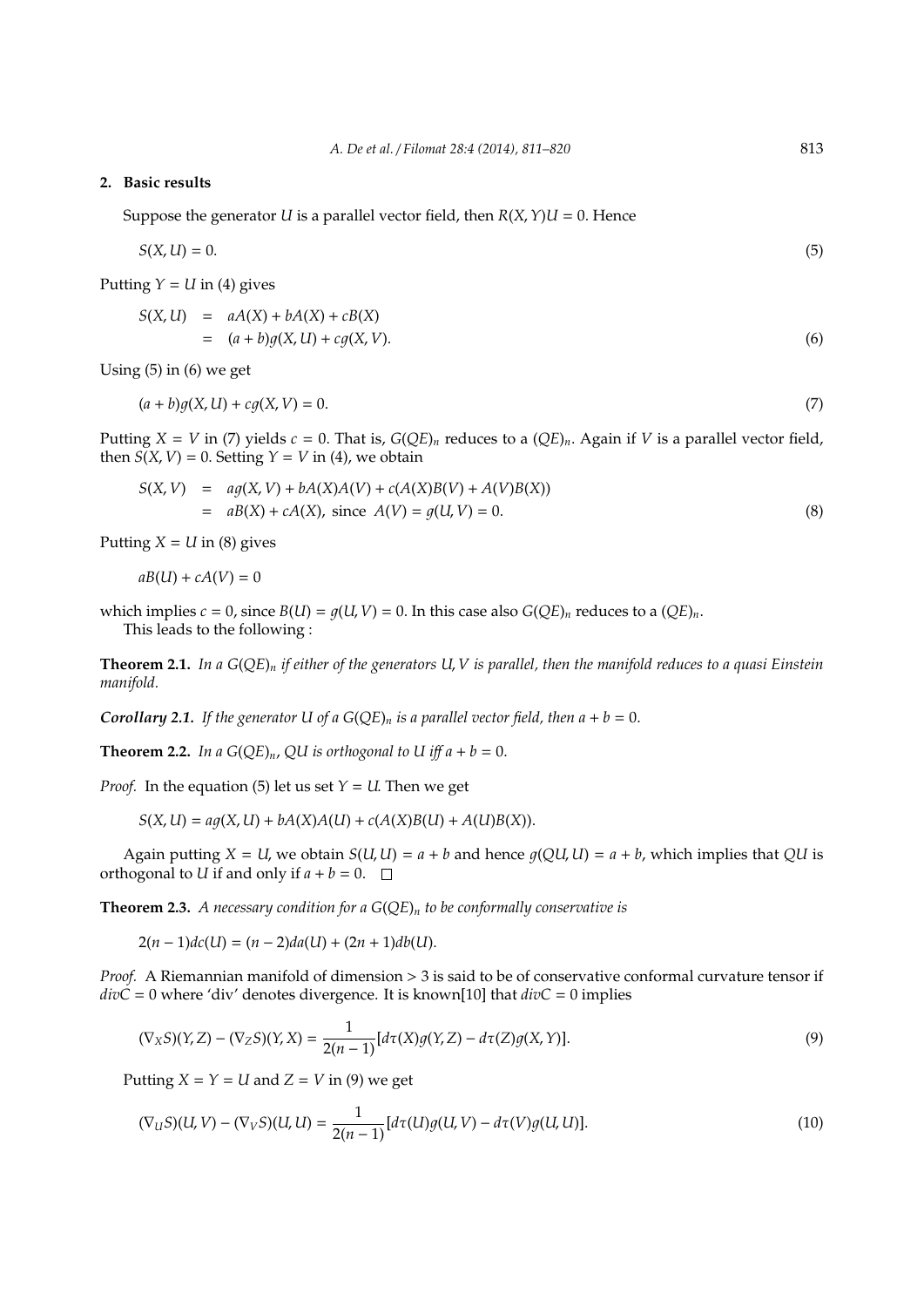## 2. Basic results

Suppose the generator $U$ is a parallel vector field, then $R(X,Y)U = 0$. Hence

$$S(X,U) = 0. \tag{5}$$

Putting $Y = U$ in (4) gives

$$\begin{aligned} S(X,U) &= aA(X) + bA(X) + cB(X) \\ &= (a+b)g(X,U) + cg(X,V). \end{aligned} \tag{6}$$

Using (5) in (6) we get

$$(a+b)g(X,U) + cg(X,V) = 0. \tag{7}$$

Putting $X = V$ in (7) yields $c = 0$. That is, $G(QE)_n$ reduces to a $(QE)_n$. Again if $V$ is a parallel vector field, then $S(X,V) = 0$. Setting $Y = V$ in (4), we obtain

$$\begin{aligned} S(X,V) &= ag(X,V) + bA(X)A(V) + c(A(X)B(V) + A(V)B(X)) \\ &= aB(X) + cA(X), \text{ since } A(V) = g(U,V) = 0. \end{aligned} \tag{8}$$

Putting $X = U$ in (8) gives

$$aB(U) + cA(V) = 0$$

which implies $c = 0$, since $B(U) = g(U,V) = 0$. In this case also $G(QE)_n$ reduces to a $(QE)_n$.

This leads to the following :

**Theorem 2.1.** *In a $G(QE)_n$ if either of the generators $U, V$ is parallel, then the manifold reduces to a quasi Einstein manifold.*

***Corollary 2.1.*** *If the generator $U$ of a $G(QE)_n$ is a parallel vector field, then $a + b = 0$.*

**Theorem 2.2.** *In a $G(QE)_n$, $QU$ is orthogonal to $U$ iff $a + b = 0$.*

*Proof.* In the equation (5) let us set $Y = U$. Then we get

$$S(X,U) = ag(X,U) + bA(X)A(U) + c(A(X)B(U) + A(U)B(X)).$$

Again putting $X = U$, we obtain $S(U,U) = a + b$ and hence $g(QU,U) = a + b$, which implies that $QU$ is orthogonal to $U$ if and only if $a + b = 0$. □

**Theorem 2.3.** *A necessary condition for a $G(QE)_n$ to be conformally conservative is*

$$2(n-1)dc(U) = (n-2)da(U) + (2n+1)db(U).$$

*Proof.* A Riemannian manifold of dimension > 3 is said to be of conservative conformal curvature tensor if $divC = 0$ where 'div' denotes divergence. It is known[10] that $divC = 0$ implies

$$(\nabla_X S)(Y,Z) - (\nabla_Z S)(Y,X) = \frac{1}{2(n-1)}[d\tau(X)g(Y,Z) - d\tau(Z)g(X,Y)]. \tag{9}$$

Putting $X = Y = U$ and $Z = V$ in (9) we get

$$(\nabla_U S)(U,V) - (\nabla_V S)(U,U) = \frac{1}{2(n-1)}[d\tau(U)g(U,V) - d\tau(V)g(U,U)]. \tag{10}$$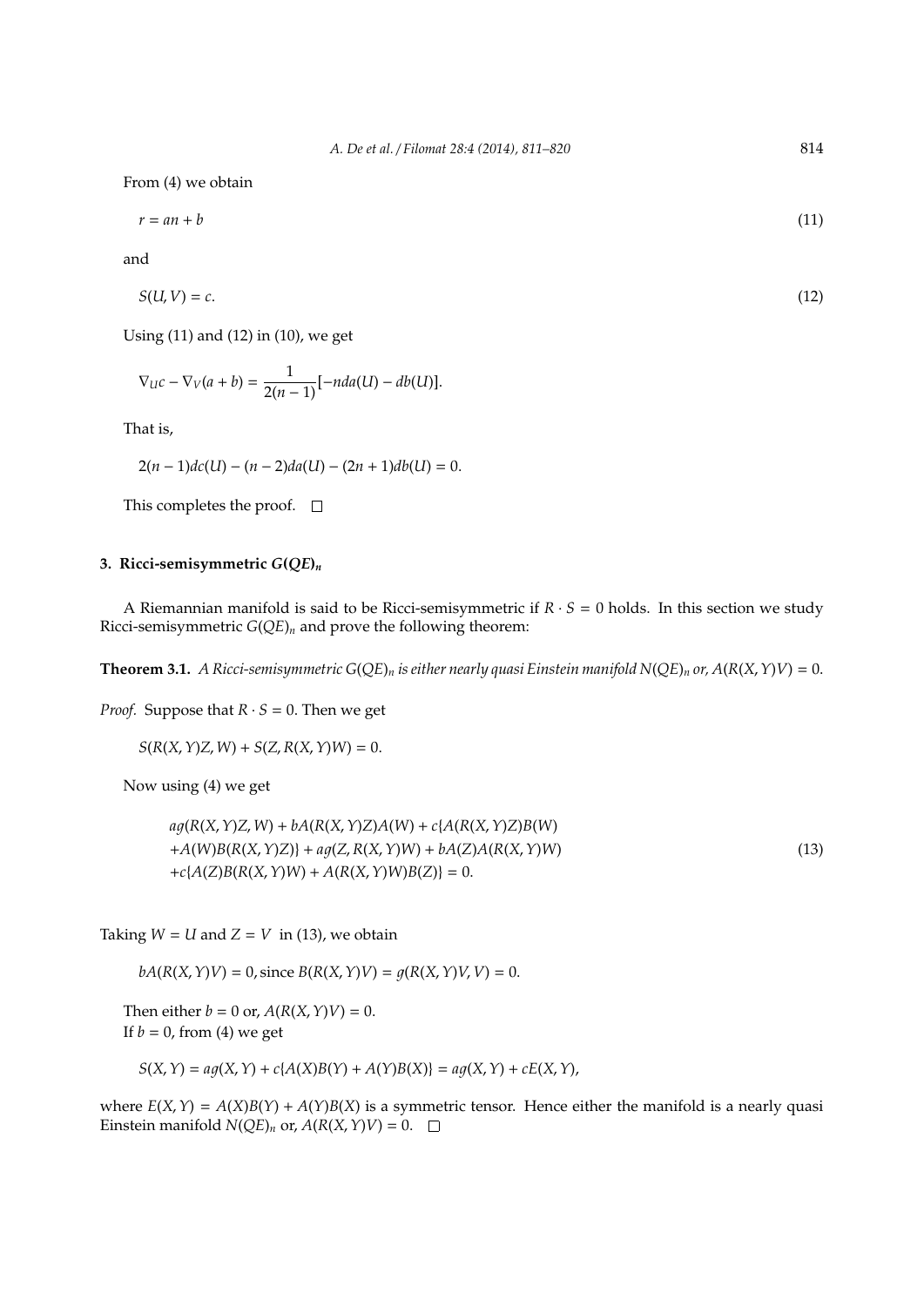From (4) we obtain

$$r = an + b \tag{11}$$

and

$$S(U, V) = c. \tag{12}$$

Using (11) and (12) in (10), we get

$$\nabla_U c - \nabla_V (a + b) = \frac{1}{2(n-1)}[-nda(U) - db(U)].$$

That is,

$$2(n-1)dc(U) - (n-2)da(U) - (2n+1)db(U) = 0.$$

This completes the proof. □

## 3. Ricci-semisymmetric $G(QE)_n$

A Riemannian manifold is said to be Ricci-semisymmetric if $R \cdot S = 0$ holds. In this section we study Ricci-semisymmetric $G(QE)_n$ and prove the following theorem:

**Theorem 3.1.** *A Ricci-semisymmetric $G(QE)_n$ is either nearly quasi Einstein manifold $N(QE)_n$ or, $A(R(X, Y)V) = 0$.*

*Proof.* Suppose that $R \cdot S = 0$. Then we get

$$S(R(X, Y)Z, W) + S(Z, R(X, Y)W) = 0.$$

Now using (4) we get

$$\begin{aligned} &ag(R(X, Y)Z, W) + bA(R(X, Y)Z)A(W) + c\{A(R(X, Y)Z)B(W) \\ &+A(W)B(R(X, Y)Z)\} + ag(Z, R(X, Y)W) + bA(Z)A(R(X, Y)W) \\ &+c\{A(Z)B(R(X, Y)W) + A(R(X, Y)W)B(Z)\} = 0. \end{aligned} \tag{13}$$

Taking $W = U$ and $Z = V$ in (13), we obtain

$$bA(R(X, Y)V) = 0, \text{since } B(R(X, Y)V) = g(R(X, Y)V, V) = 0.$$

Then either $b = 0$ or, $A(R(X, Y)V) = 0$.
If $b = 0$, from (4) we get

$$S(X, Y) = ag(X, Y) + c\{A(X)B(Y) + A(Y)B(X)\} = ag(X, Y) + cE(X, Y),$$

where $E(X, Y) = A(X)B(Y) + A(Y)B(X)$ is a symmetric tensor. Hence either the manifold is a nearly quasi Einstein manifold $N(QE)_n$ or, $A(R(X, Y)V) = 0$. □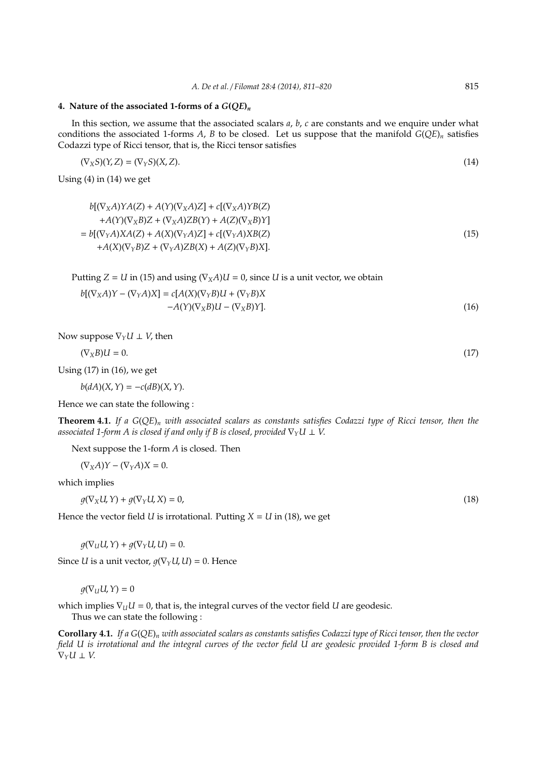## 4. Nature of the associated 1-forms of a $G(QE)_n$

In this section, we assume that the associated scalars $a$, $b$, $c$ are constants and we enquire under what conditions the associated 1-forms $A$, $B$ to be closed. Let us suppose that the manifold $G(QE)_n$ satisfies Codazzi type of Ricci tensor, that is, the Ricci tensor satisfies

$$(\nabla_X S)(Y, Z) = (\nabla_Y S)(X, Z). \tag{14}$$

Using (4) in (14) we get

$$\begin{aligned}
& b[(\nabla_X A)YA(Z) + A(Y)(\nabla_X A)Z] + c[(\nabla_X A)YB(Z) \\
& \quad + A(Y)(\nabla_X B)Z + (\nabla_X A)ZB(Y) + A(Z)(\nabla_X B)Y] \\
& = b[(\nabla_Y A)XA(Z) + A(X)(\nabla_Y A)Z] + c[(\nabla_Y A)XB(Z) \\
& \quad + A(X)(\nabla_Y B)Z + (\nabla_Y A)ZB(X) + A(Z)(\nabla_Y B)X].
\end{aligned} \tag{15}$$

Putting $Z = U$ in (15) and using $(\nabla_X A)U = 0$, since $U$ is a unit vector, we obtain

$$\begin{aligned}
b[(\nabla_X A)Y - (\nabla_Y A)X] = c[& A(X)(\nabla_Y B)U + (\nabla_Y B)X \\
& - A(Y)(\nabla_X B)U - (\nabla_X B)Y].
\end{aligned} \tag{16}$$

Now suppose $\nabla_Y U \perp V$, then

$$(\nabla_X B)U = 0. \tag{17}$$

Using (17) in (16), we get

$$b(dA)(X, Y) = -c(dB)(X, Y).$$

Hence we can state the following :

**Theorem 4.1.** *If a $G(QE)_n$ with associated scalars as constants satisfies Codazzi type of Ricci tensor, then the associated 1-form $A$ is closed if and only if $B$ is closed, provided $\nabla_Y U \perp V$.*

Next suppose the 1-form $A$ is closed. Then

$$(\nabla_X A)Y - (\nabla_Y A)X = 0.$$

which implies

$$g(\nabla_X U, Y) + g(\nabla_Y U, X) = 0, \tag{18}$$

Hence the vector field $U$ is irrotational. Putting $X = U$ in (18), we get

$$g(\nabla_U U, Y) + g(\nabla_Y U, U) = 0.$$

Since $U$ is a unit vector, $g(\nabla_Y U, U) = 0$. Hence

$$g(\nabla_U U, Y) = 0$$

which implies $\nabla_U U = 0$, that is, the integral curves of the vector field $U$ are geodesic.

Thus we can state the following :

**Corollary 4.1.** *If a $G(QE)_n$ with associated scalars as constants satisfies Codazzi type of Ricci tensor, then the vector field $U$ is irrotational and the integral curves of the vector field $U$ are geodesic provided 1-form $B$ is closed and $\nabla_Y U \perp V$.*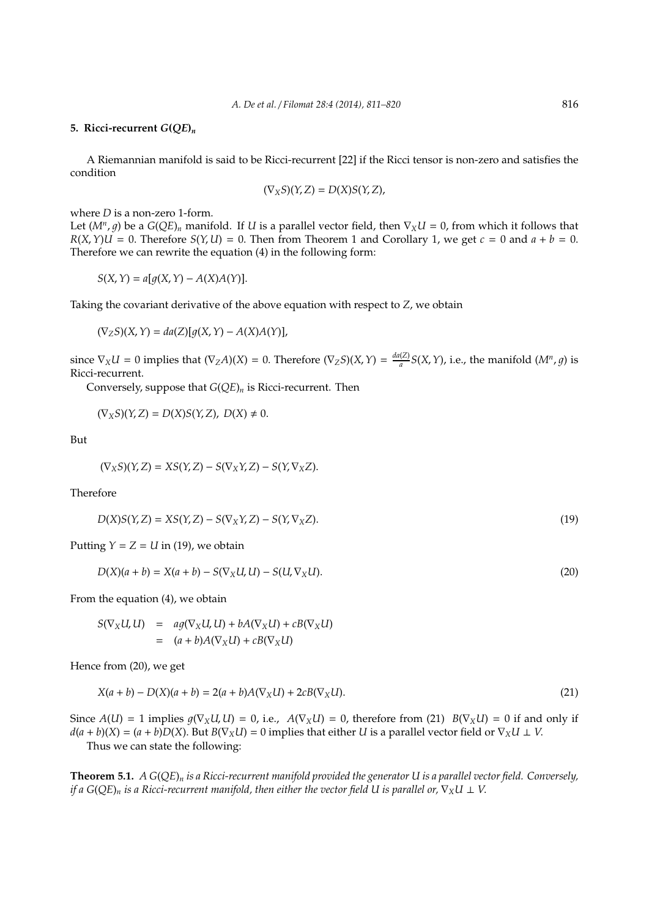## 5. Ricci-recurrent $G(QE)_n$

A Riemannian manifold is said to be Ricci-recurrent [22] if the Ricci tensor is non-zero and satisfies the condition

$$(\nabla_X S)(Y, Z) = D(X)S(Y, Z),$$

where $D$ is a non-zero 1-form.

Let $(M^n, g)$ be a $G(QE)_n$ manifold. If $U$ is a parallel vector field, then $\nabla_X U = 0$, from which it follows that $R(X, Y)U = 0$. Therefore $S(Y, U) = 0$. Then from Theorem 1 and Corollary 1, we get $c = 0$ and $a + b = 0$. Therefore we can rewrite the equation (4) in the following form:

$$S(X, Y) = a[g(X, Y) - A(X)A(Y)].$$

Taking the covariant derivative of the above equation with respect to $Z$, we obtain

$$(\nabla_Z S)(X, Y) = da(Z)[g(X, Y) - A(X)A(Y)],$$

since $\nabla_X U = 0$ implies that $(\nabla_Z A)(X) = 0$. Therefore $(\nabla_Z S)(X, Y) = \frac{da(Z)}{a} S(X, Y)$, i.e., the manifold $(M^n, g)$ is Ricci-recurrent.

Conversely, suppose that $G(QE)_n$ is Ricci-recurrent. Then

$$(\nabla_X S)(Y, Z) = D(X)S(Y, Z),\ D(X) \neq 0.$$

But

$$(\nabla_X S)(Y, Z) = XS(Y, Z) - S(\nabla_X Y, Z) - S(Y, \nabla_X Z).$$

Therefore

$$D(X)S(Y, Z) = XS(Y, Z) - S(\nabla_X Y, Z) - S(Y, \nabla_X Z). \tag{19}$$

Putting $Y = Z = U$ in (19), we obtain

$$D(X)(a + b) = X(a + b) - S(\nabla_X U, U) - S(U, \nabla_X U). \tag{20}$$

From the equation (4), we obtain

$$\begin{aligned} S(\nabla_X U, U) &= ag(\nabla_X U, U) + bA(\nabla_X U) + cB(\nabla_X U) \\ &= (a + b)A(\nabla_X U) + cB(\nabla_X U) \end{aligned}$$

Hence from (20), we get

$$X(a + b) - D(X)(a + b) = 2(a + b)A(\nabla_X U) + 2cB(\nabla_X U). \tag{21}$$

Since $A(U) = 1$ implies $g(\nabla_X U, U) = 0$, i.e., $A(\nabla_X U) = 0$, therefore from (21) $B(\nabla_X U) = 0$ if and only if $d(a + b)(X) = (a + b)D(X)$. But $B(\nabla_X U) = 0$ implies that either $U$ is a parallel vector field or $\nabla_X U \perp V$.

Thus we can state the following:

**Theorem 5.1.** *A $G(QE)_n$ is a Ricci-recurrent manifold provided the generator $U$ is a parallel vector field. Conversely, if a $G(QE)_n$ is a Ricci-recurrent manifold, then either the vector field $U$ is parallel or, $\nabla_X U \perp V$.*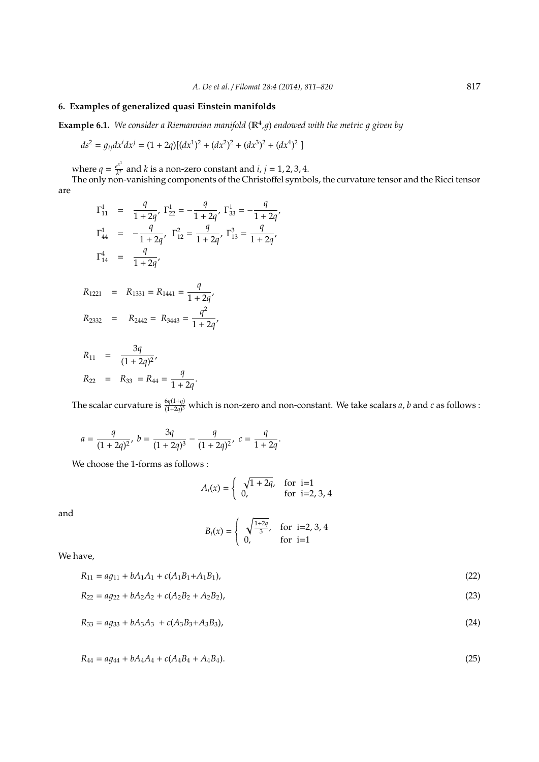## 6. Examples of generalized quasi Einstein manifolds

**Example 6.1.** *We consider a Riemannian manifold* $(\mathbb{R}^4, g)$ *endowed with the metric* $g$ *given by*

$$ds^2 = g_{ij}dx^i dx^j = (1+2q)[(dx^1)^2 + (dx^2)^2 + (dx^3)^2 + (dx^4)^2\ ]$$

where $q = \frac{e^{x^1}}{k^2}$ and $k$ is a non-zero constant and $i, j = 1, 2, 3, 4$.

The only non-vanishing components of the Christoffel symbols, the curvature tensor and the Ricci tensor are

$$\begin{aligned}
\Gamma^1_{11} &= \frac{q}{1+2q},\ \Gamma^1_{22} = -\frac{q}{1+2q},\ \Gamma^1_{33} = -\frac{q}{1+2q}, \\
\Gamma^1_{44} &= -\frac{q}{1+2q},\ \Gamma^2_{12} = \frac{q}{1+2q},\ \Gamma^3_{13} = \frac{q}{1+2q}, \\
\Gamma^4_{14} &= \frac{q}{1+2q},
\end{aligned}$$

$$\begin{aligned}
R_{1221} &= R_{1331} = R_{1441} = \frac{q}{1+2q}, \\
R_{2332} &= R_{2442} = R_{3443} = \frac{q^2}{1+2q},
\end{aligned}$$

$$\begin{aligned}
R_{11} &= \frac{3q}{(1+2q)^2}, \\
R_{22} &= R_{33} = R_{44} = \frac{q}{1+2q}.
\end{aligned}$$

The scalar curvature is $\frac{6q(1+q)}{(1+2q)^3}$ which is non-zero and non-constant. We take scalars $a$, $b$ and $c$ as follows :

$$a = \frac{q}{(1+2q)^2},\ b = \frac{3q}{(1+2q)^3} - \frac{q}{(1+2q)^2},\ c = \frac{q}{1+2q}.$$

We choose the 1-forms as follows :

$$A_i(x) = \begin{cases} \sqrt{1+2q}, & \text{for i=1} \\ 0, & \text{for i=2, 3, 4} \end{cases}$$

and

$$B_i(x) = \begin{cases} \sqrt{\frac{1+2q}{3}}, & \text{for i=2, 3, 4} \\ 0, & \text{for i=1} \end{cases}$$

We have,

$$R_{11} = ag_{11} + bA_1A_1 + c(A_1B_1 + A_1B_1), \tag{22}$$

$$R_{22} = ag_{22} + bA_2A_2 + c(A_2B_2 + A_2B_2), \tag{23}$$

$$R_{33} = ag_{33} + bA_3A_3 + c(A_3B_3 + A_3B_3), \tag{24}$$

$$R_{44} = ag_{44} + bA_4A_4 + c(A_4B_4 + A_4B_4). \tag{25}$$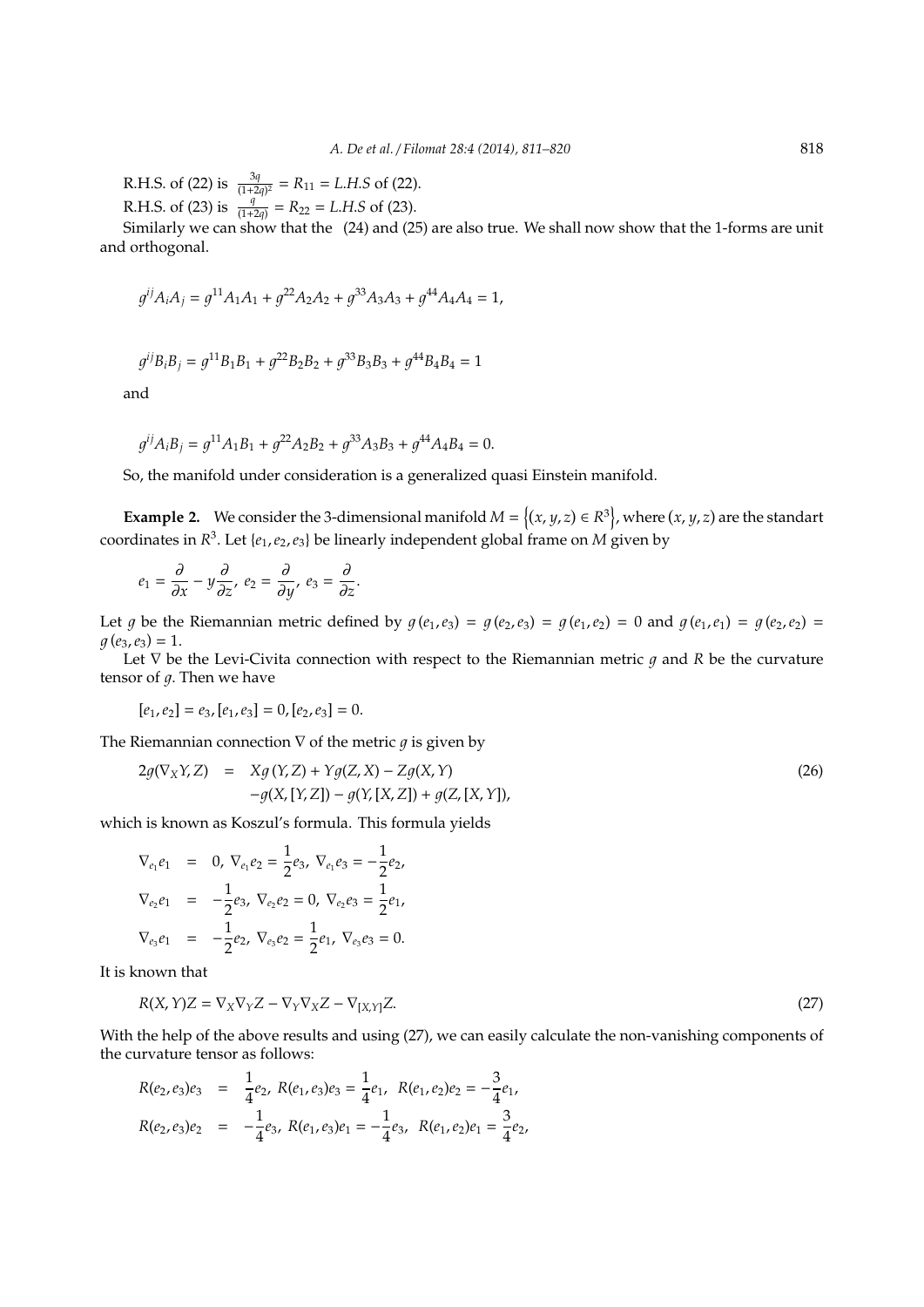R.H.S. of (22) is $\frac{3q}{(1+2q)^2} = R_{11} = L.H.S$ of (22).

R.H.S. of (23) is $\frac{q}{(1+2q)} = R_{22} = L.H.S$ of (23).

Similarly we can show that the (24) and (25) are also true. We shall now show that the 1-forms are unit and orthogonal.

$$g^{ij}A_iA_j = g^{11}A_1A_1 + g^{22}A_2A_2 + g^{33}A_3A_3 + g^{44}A_4A_4 = 1,$$

$$g^{ij}B_iB_j = g^{11}B_1B_1 + g^{22}B_2B_2 + g^{33}B_3B_3 + g^{44}B_4B_4 = 1$$

and

$$g^{ij}A_iB_j = g^{11}A_1B_1 + g^{22}A_2B_2 + g^{33}A_3B_3 + g^{44}A_4B_4 = 0.$$

So, the manifold under consideration is a generalized quasi Einstein manifold.

**Example 2.** We consider the 3-dimensional manifold $M = \left\{(x, y, z) \in R^3\right\}$, where $(x, y, z)$ are the standart coordinates in $R^3$. Let $\{e_1, e_2, e_3\}$ be linearly independent global frame on $M$ given by

$$e_1 = \frac{\partial}{\partial x} - y\frac{\partial}{\partial z},\ e_2 = \frac{\partial}{\partial y},\ e_3 = \frac{\partial}{\partial z}.$$

Let $g$ be the Riemannian metric defined by $g(e_1, e_3) = g(e_2, e_3) = g(e_1, e_2) = 0$ and $g(e_1, e_1) = g(e_2, e_2) = g(e_3, e_3) = 1$.

Let $\nabla$ be the Levi-Civita connection with respect to the Riemannian metric $g$ and $R$ be the curvature tensor of $g$. Then we have

$$[e_1, e_2] = e_3, [e_1, e_3] = 0, [e_2, e_3] = 0.$$

The Riemannian connection $\nabla$ of the metric $g$ is given by

$$\begin{aligned} 2g(\nabla_X Y, Z) &= Xg(Y, Z) + Yg(Z, X) - Zg(X, Y) \\ &\quad -g(X, [Y, Z]) - g(Y, [X, Z]) + g(Z, [X, Y]), \end{aligned} \tag{26}$$

which is known as Koszul's formula. This formula yields

$$\begin{aligned} \nabla_{e_1} e_1 &= 0,\ \nabla_{e_1} e_2 = \frac{1}{2}e_3,\ \nabla_{e_1} e_3 = -\frac{1}{2}e_2, \\ \nabla_{e_2} e_1 &= -\frac{1}{2}e_3,\ \nabla_{e_2} e_2 = 0,\ \nabla_{e_2} e_3 = \frac{1}{2}e_1, \\ \nabla_{e_3} e_1 &= -\frac{1}{2}e_2,\ \nabla_{e_3} e_2 = \frac{1}{2}e_1,\ \nabla_{e_3} e_3 = 0. \end{aligned}$$

It is known that

$$R(X, Y)Z = \nabla_X \nabla_Y Z - \nabla_Y \nabla_X Z - \nabla_{[X,Y]} Z. \tag{27}$$

With the help of the above results and using (27), we can easily calculate the non-vanishing components of the curvature tensor as follows:

$$\begin{aligned} R(e_2, e_3)e_3 &= \frac{1}{4}e_2,\ R(e_1, e_3)e_3 = \frac{1}{4}e_1,\ \ R(e_1, e_2)e_2 = -\frac{3}{4}e_1, \\ R(e_2, e_3)e_2 &= -\frac{1}{4}e_3,\ R(e_1, e_3)e_1 = -\frac{1}{4}e_3,\ \ R(e_1, e_2)e_1 = \frac{3}{4}e_2, \end{aligned}$$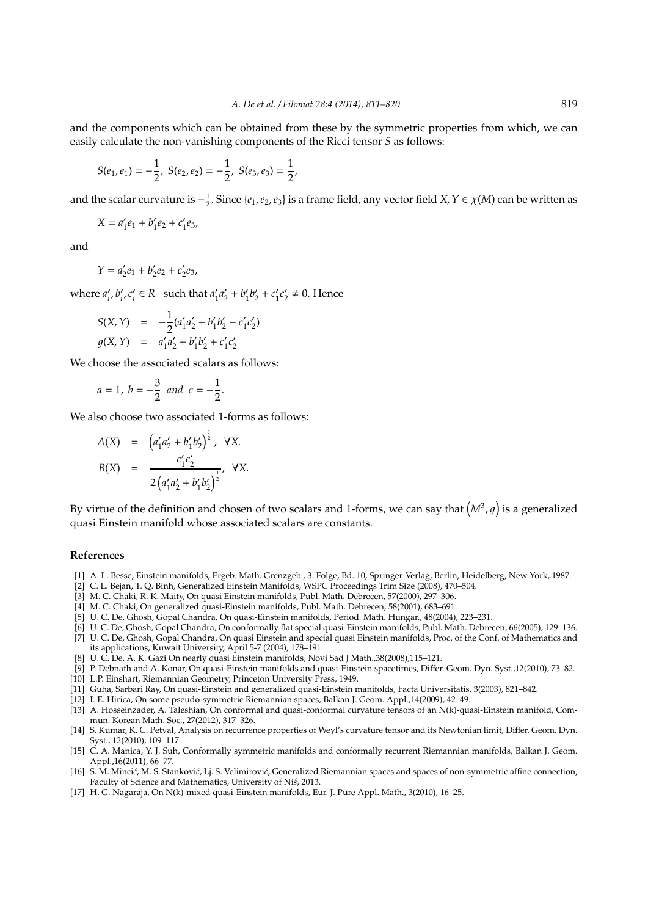and the components which can be obtained from these by the symmetric properties from which, we can easily calculate the non-vanishing components of the Ricci tensor $S$ as follows:

$$S(e_1, e_1) = -\frac{1}{2},\ S(e_2, e_2) = -\frac{1}{2},\ S(e_3, e_3) = \frac{1}{2},$$

and the scalar curvature is $-\frac{1}{2}$. Since $\{e_1, e_2, e_3\}$ is a frame field, any vector field $X, Y \in \chi(M)$ can be written as

$$X = a_1' e_1 + b_1' e_2 + c_1' e_3,$$

and

$$Y = a_2' e_1 + b_2' e_2 + c_2' e_3,$$

where $a_i', b_i', c_i' \in R^+$ such that $a_1'a_2' + b_1'b_2' + c_1'c_2' \neq 0$. Hence

$$\begin{aligned} S(X, Y) &= -\frac{1}{2}(a_1'a_2' + b_1'b_2' - c_1'c_2') \\ g(X, Y) &= a_1'a_2' + b_1'b_2' + c_1'c_2' \end{aligned}$$

We choose the associated scalars as follows:

$$a = 1,\ b = -\frac{3}{2}\ \textit{and}\ c = -\frac{1}{2}.$$

We also choose two associated 1-forms as follows:

$$\begin{aligned} A(X) &= \left(a_1'a_2' + b_1'b_2'\right)^{\frac{1}{2}},\ \ \forall X. \\ B(X) &= \frac{c_1'c_2'}{2\left(a_1'a_2' + b_1'b_2'\right)^{\frac{1}{2}}},\ \ \forall X. \end{aligned}$$

By virtue of the definition and chosen of two scalars and 1-forms, we can say that $\left(M^3, g\right)$ is a generalized quasi Einstein manifold whose associated scalars are constants.

## References

[1] A. L. Besse, Einstein manifolds, Ergeb. Math. Grenzgeb., 3. Folge, Bd. 10, Springer-Verlag, Berlin, Heidelberg, New York, 1987.

[2] C. L. Bejan, T. Q. Binh, Generalized Einstein Manifolds, WSPC Proceedings Trim Size (2008), 470–504.

[3] M. C. Chaki, R. K. Maity, On quasi Einstein manifolds, Publ. Math. Debrecen, 57(2000), 297–306.

[4] M. C. Chaki, On generalized quasi-Einstein manifolds, Publ. Math. Debrecen, 58(2001), 683–691.

[5] U. C. De, Ghosh, Gopal Chandra, On quasi-Einstein manifolds, Period. Math. Hungar., 48(2004), 223–231.

[6] U. C. De, Ghosh, Gopal Chandra, On conformally flat special quasi-Einstein manifolds, Publ. Math. Debrecen, 66(2005), 129–136.

[7] U. C. De, Ghosh, Gopal Chandra, On quasi Einstein and special quasi Einstein manifolds, Proc. of the Conf. of Mathematics and its applications, Kuwait University, April 5-7 (2004), 178–191.

[8] U. C. De, A. K. Gazi On nearly quasi Einstein manifolds, Novi Sad J Math.,38(2008),115–121.

[9] P. Debnath and A. Konar, On quasi-Einstein manifolds and quasi-Einstein spacetimes, Differ. Geom. Dyn. Syst.,12(2010), 73–82.

[10] L.P. Einshart, Riemannian Geometry, Princeton University Press, 1949.

[11] Guha, Sarbari Ray, On quasi-Einstein and generalized quasi-Einstein manifolds, Facta Universitatis, 3(2003), 821–842.

[12] I. E. Hirica, On some pseudo-symmetric Riemannian spaces, Balkan J. Geom. Appl.,14(2009), 42–49.

[13] A. Hosseinzader, A. Taleshian, On conformal and quasi-conformal curvature tensors of an N(k)-quasi-Einstein manifold, Commun. Korean Math. Soc., 27(2012), 317–326.

[14] S. Kumar, K. C. Petval, Analysis on recurrence properties of Weyl's curvature tensor and its Newtonian limit, Differ. Geom. Dyn. Syst., 12(2010), 109–117.

[15] C. A. Manica, Y. J. Suh, Conformally symmetric manifolds and conformally recurrent Riemannian manifolds, Balkan J. Geom. Appl.,16(2011), 66–77.

[16] S. M. Minčić, M. S. Stanković, Lj. S. Velimirović, Generalized Riemannian spaces and spaces of non-symmetric affine connection, Faculty of Science and Mathematics, University of Niś, 2013.

[17] H. G. Nagaraja, On N(k)-mixed quasi-Einstein manifolds, Eur. J. Pure Appl. Math., 3(2010), 16–25.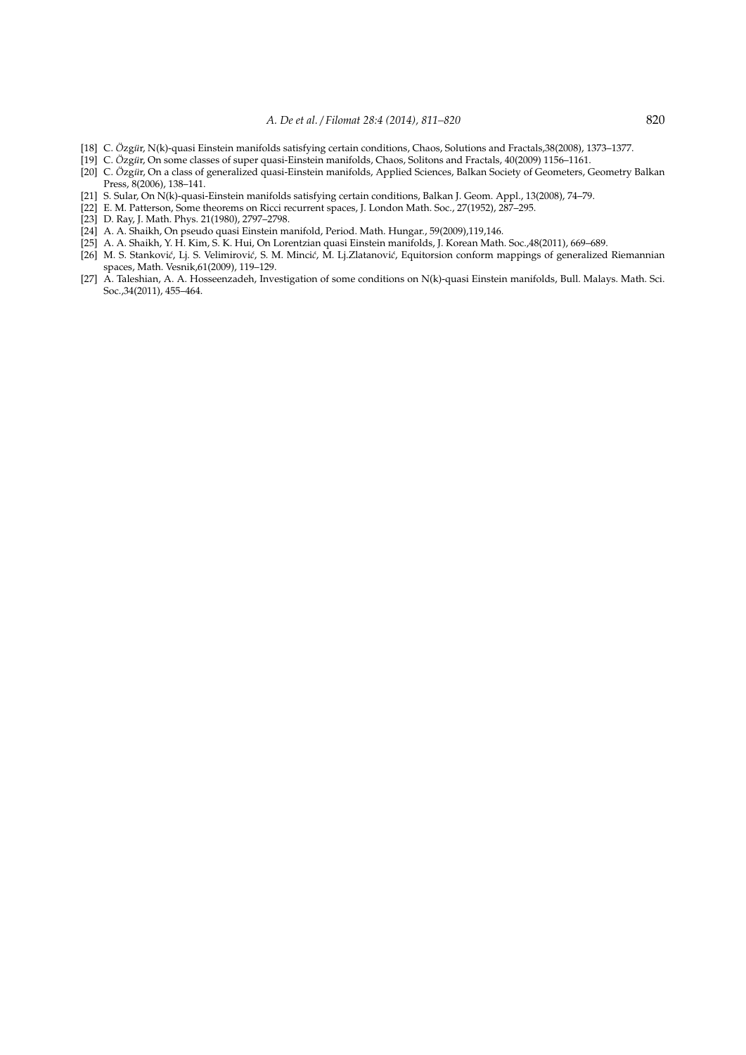[18] C. Özgür, N(k)-quasi Einstein manifolds satisfying certain conditions, Chaos, Solutions and Fractals,38(2008), 1373–1377.

[19] C. Özgür, On some classes of super quasi-Einstein manifolds, Chaos, Solitons and Fractals, 40(2009) 1156–1161.

[20] C. Özgür, On a class of generalized quasi-Einstein manifolds, Applied Sciences, Balkan Society of Geometers, Geometry Balkan Press, 8(2006), 138–141.

[21] S. Sular, On N(k)-quasi-Einstein manifolds satisfying certain conditions, Balkan J. Geom. Appl., 13(2008), 74–79.

[22] E. M. Patterson, Some theorems on Ricci recurrent spaces, J. London Math. Soc., 27(1952), 287–295.

[23] D. Ray, J. Math. Phys. 21(1980), 2797–2798.

[24] A. A. Shaikh, On pseudo quasi Einstein manifold, Period. Math. Hungar., 59(2009),119,146.

[25] A. A. Shaikh, Y. H. Kim, S. K. Hui, On Lorentzian quasi Einstein manifolds, J. Korean Math. Soc.,48(2011), 669–689.

[26] M. S. Stanković, Lj. S. Velimirović, S. M. Mincić, M. Lj.Zlatanović, Equitorsion conform mappings of generalized Riemannian spaces, Math. Vesnik,61(2009), 119–129.

[27] A. Taleshian, A. A. Hosseenzadeh, Investigation of some conditions on N(k)-quasi Einstein manifolds, Bull. Malays. Math. Sci. Soc.,34(2011), 455–464.